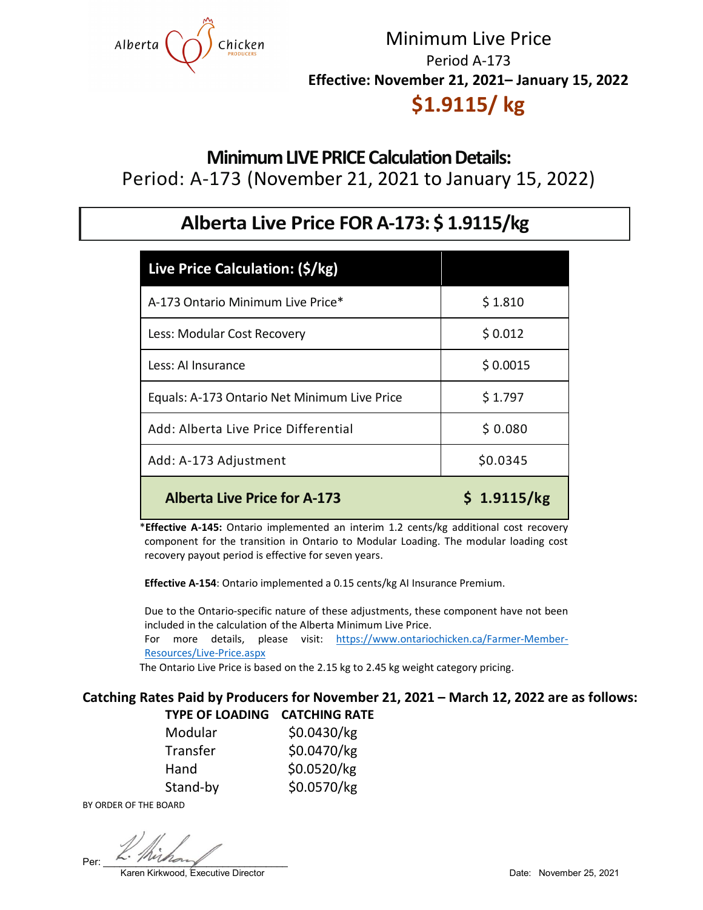Alberta Chicken PRODUCERS

# Minimum Live Price

Period A-173

**Effective: November 21, 2021– January 15, 2022**

## $1.9115/ kg

## Minimum LIVE PRICE Calculation Details:

Period: A-173 (November 21, 2021 to January 15, 2022)

## Alberta Live Price FOR A-173: $ 1.9115/kg

| Live Price Calculation: ($/kg) | |
|---|---|
| A-173 Ontario Minimum Live Price* | $ 1.810 |
| Less: Modular Cost Recovery | $ 0.012 |
| Less: AI Insurance | $ 0.0015 |
| Equals: A-173 Ontario Net Minimum Live Price | $ 1.797 |
| Add: Alberta Live Price Differential | $ 0.080 |
| Add: A-173 Adjustment | $0.0345 |
| **Alberta Live Price for A-173** | **$ 1.9115/kg** |

*__Effective A-145:__ Ontario implemented an interim 1.2 cents/kg additional cost recovery component for the transition in Ontario to Modular Loading. The modular loading cost recovery payout period is effective for seven years.

**Effective A-154**: Ontario implemented a 0.15 cents/kg AI Insurance Premium.

Due to the Ontario-specific nature of these adjustments, these component have not been included in the calculation of the Alberta Minimum Live Price.
For more details, please visit: https://www.ontariochicken.ca/Farmer-Member-Resources/Live-Price.aspx

The Ontario Live Price is based on the 2.15 kg to 2.45 kg weight category pricing.

**Catching Rates Paid by Producers for November 21, 2021 – March 12, 2022 are as follows:**

| TYPE OF LOADING | CATCHING RATE |
|---|---|
| Modular | $0.0430/kg |
| Transfer | $0.0470/kg |
| Hand | $0.0520/kg |
| Stand-by | $0.0570/kg |

BY ORDER OF THE BOARD

Per: ______________________

Karen Kirkwood, Executive Director

Date: November 25, 2021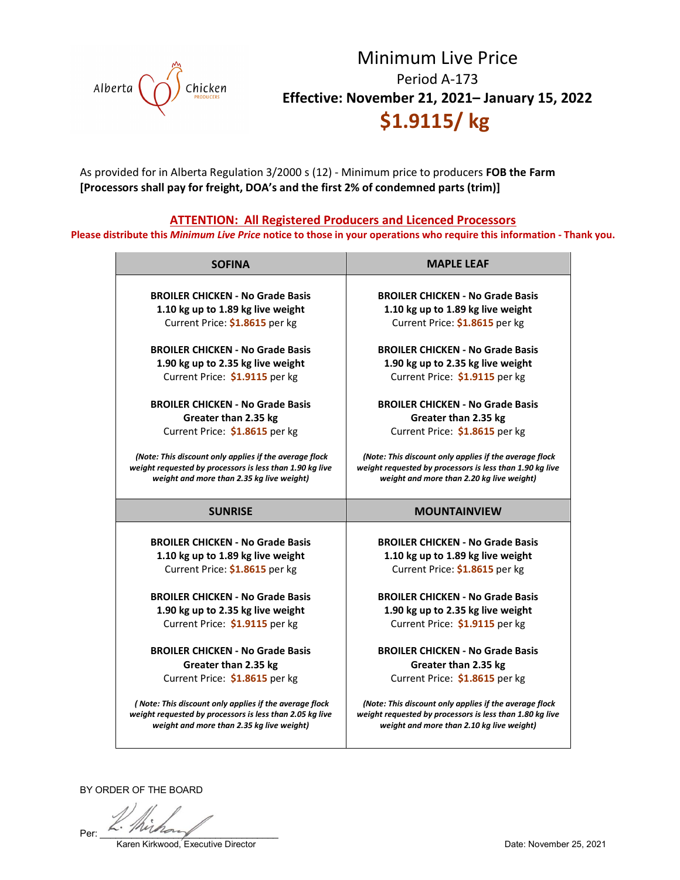# Minimum Live Price

Period A-173

**Effective: November 21, 2021– January 15, 2022**

## $1.9115/ kg

As provided for in Alberta Regulation 3/2000 s (12) - Minimum price to producers **FOB the Farm**
**[Processors shall pay for freight, DOA's and the first 2% of condemned parts (trim)]**

**ATTENTION: All Registered Producers and Licenced Processors**

**Please distribute this *Minimum Live Price* notice to those in your operations who require this information - Thank you.**

| SOFINA | MAPLE LEAF |
|---|---|
| **BROILER CHICKEN - No Grade Basis**<br>**1.10 kg up to 1.89 kg live weight**<br>Current Price: **$1.8615** per kg<br><br>**BROILER CHICKEN - No Grade Basis**<br>**1.90 kg up to 2.35 kg live weight**<br>Current Price: **$1.9115** per kg<br><br>**BROILER CHICKEN - No Grade Basis**<br>**Greater than 2.35 kg**<br>Current Price: **$1.8615** per kg<br><br>***(Note: This discount only applies if the average flock weight requested by processors is less than 1.90 kg live weight and more than 2.35 kg live weight)*** | **BROILER CHICKEN - No Grade Basis**<br>**1.10 kg up to 1.89 kg live weight**<br>Current Price: **$1.8615** per kg<br><br>**BROILER CHICKEN - No Grade Basis**<br>**1.90 kg up to 2.35 kg live weight**<br>Current Price: **$1.9115** per kg<br><br>**BROILER CHICKEN - No Grade Basis**<br>**Greater than 2.35 kg**<br>Current Price: **$1.8615** per kg<br><br>***(Note: This discount only applies if the average flock weight requested by processors is less than 1.90 kg live weight and more than 2.20 kg live weight)*** |
| **SUNRISE** | **MOUNTAINVIEW** |
| **BROILER CHICKEN - No Grade Basis**<br>**1.10 kg up to 1.89 kg live weight**<br>Current Price: **$1.8615** per kg<br><br>**BROILER CHICKEN - No Grade Basis**<br>**1.90 kg up to 2.35 kg live weight**<br>Current Price: **$1.9115** per kg<br><br>**BROILER CHICKEN - No Grade Basis**<br>**Greater than 2.35 kg**<br>Current Price: **$1.8615** per kg<br><br>***( Note: This discount only applies if the average flock weight requested by processors is less than 2.05 kg live weight and more than 2.35 kg live weight)*** | **BROILER CHICKEN - No Grade Basis**<br>**1.10 kg up to 1.89 kg live weight**<br>Current Price: **$1.8615** per kg<br><br>**BROILER CHICKEN - No Grade Basis**<br>**1.90 kg up to 2.35 kg live weight**<br>Current Price: **$1.9115** per kg<br><br>**BROILER CHICKEN - No Grade Basis**<br>**Greater than 2.35 kg**<br>Current Price: **$1.8615** per kg<br><br>***(Note: This discount only applies if the average flock weight requested by processors is less than 1.80 kg live weight and more than 2.10 kg live weight)*** |

BY ORDER OF THE BOARD

Per: ______________________
Karen Kirkwood, Executive Director

Date: November 25, 2021